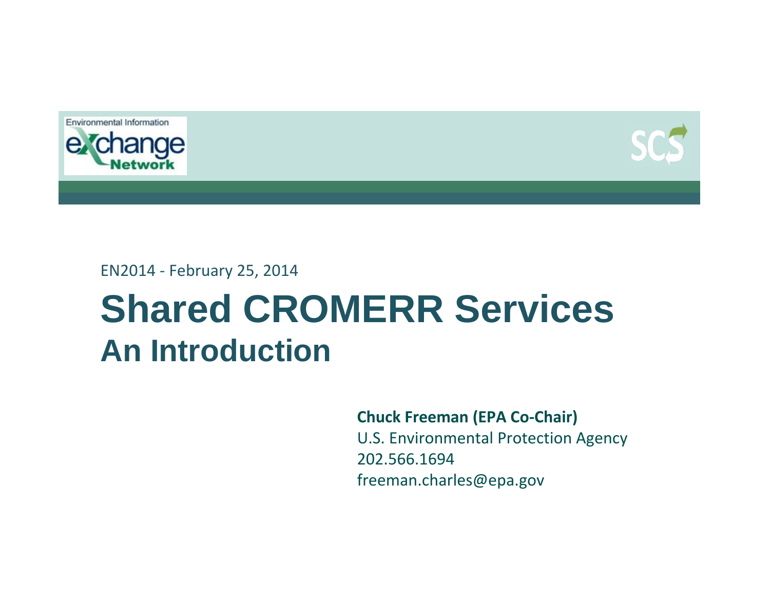EN2014 - February 25, 2014

# Shared CROMERR Services

## An Introduction

**Chuck Freeman (EPA Co-Chair)**
U.S. Environmental Protection Agency
202.566.1694
freeman.charles@epa.gov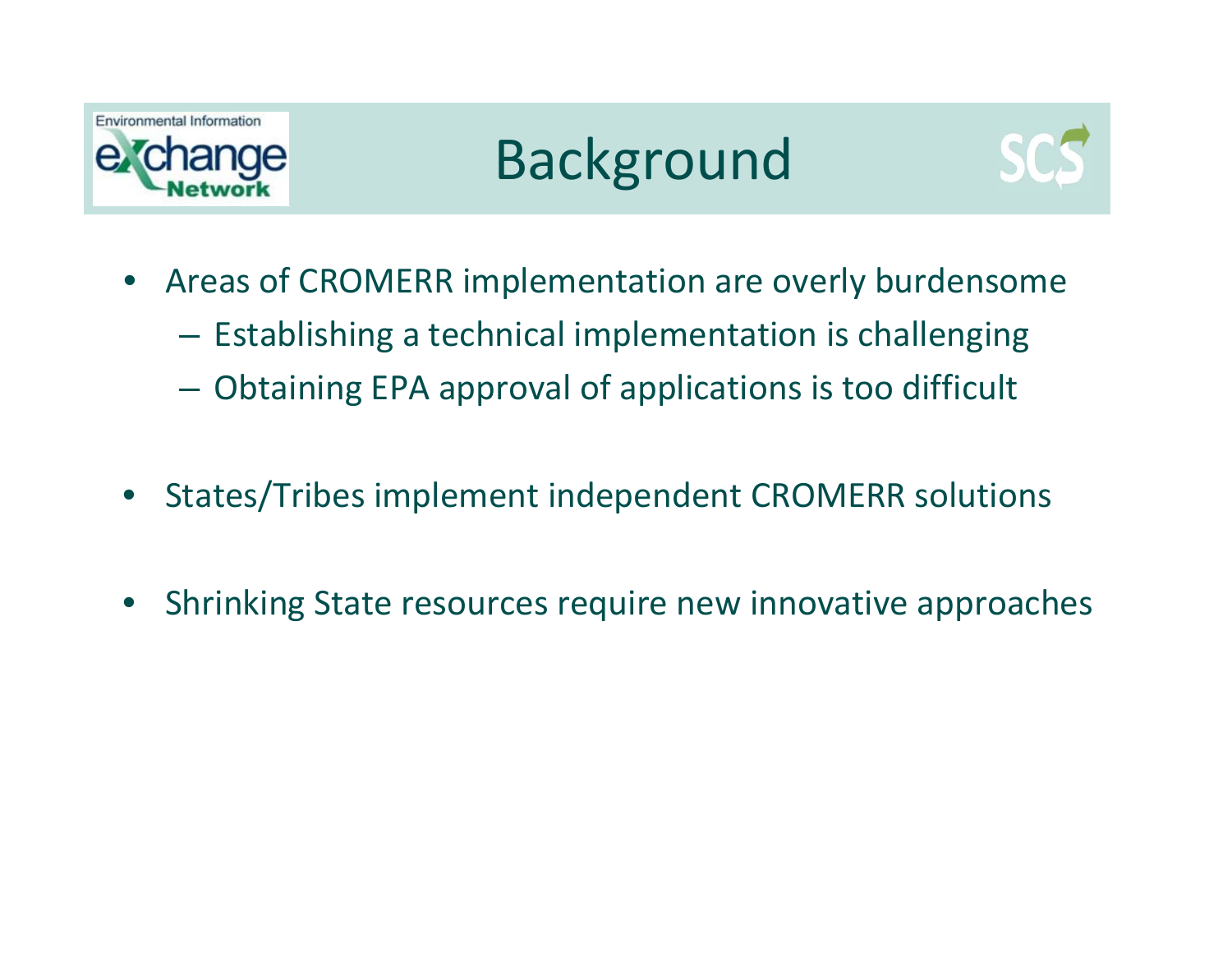# Background

- Areas of CROMERR implementation are overly burdensome
  - Establishing a technical implementation is challenging
  - Obtaining EPA approval of applications is too difficult
- States/Tribes implement independent CROMERR solutions
- Shrinking State resources require new innovative approaches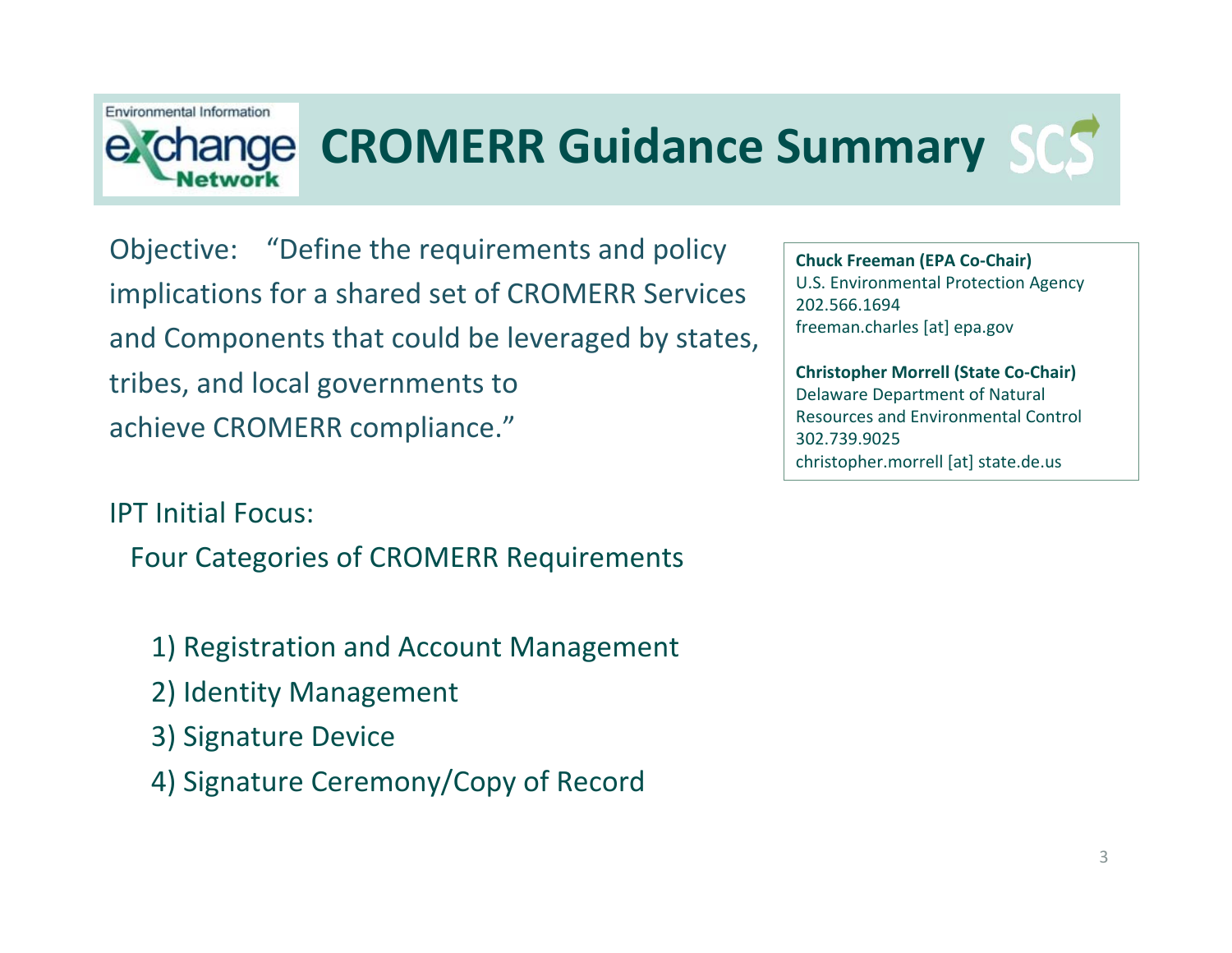# CROMERR Guidance Summary

Objective: "Define the requirements and policy implications for a shared set of CROMERR Services and Components that could be leveraged by states, tribes, and local governments to achieve CROMERR compliance."

**Chuck Freeman (EPA Co-Chair)**
U.S. Environmental Protection Agency
202.566.1694
freeman.charles [at] epa.gov

**Christopher Morrell (State Co-Chair)**
Delaware Department of Natural Resources and Environmental Control
302.739.9025
christopher.morrell [at] state.de.us

IPT Initial Focus:

Four Categories of CROMERR Requirements

1) Registration and Account Management
2) Identity Management
3) Signature Device
4) Signature Ceremony/Copy of Record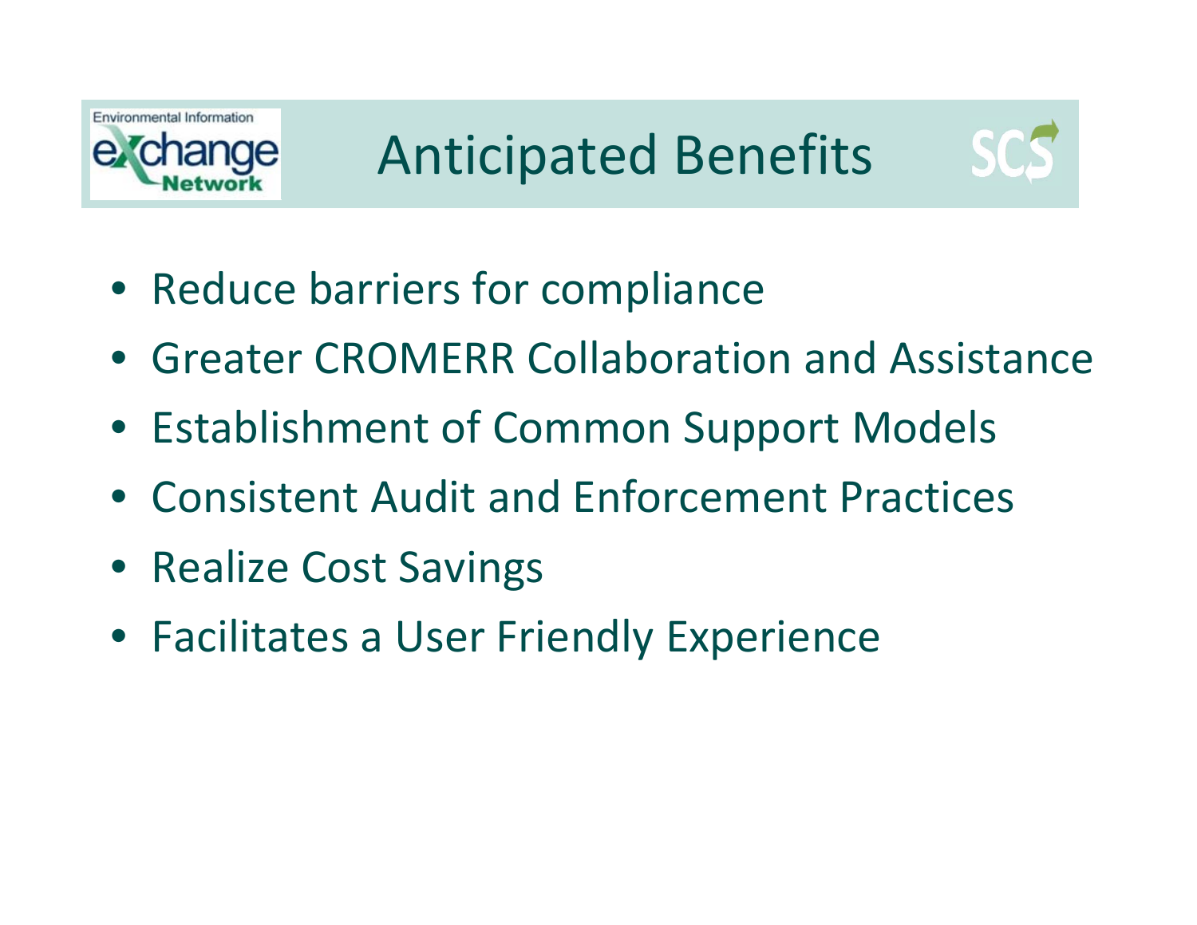# Anticipated Benefits

- Reduce barriers for compliance
- Greater CROMERR Collaboration and Assistance
- Establishment of Common Support Models
- Consistent Audit and Enforcement Practices
- Realize Cost Savings
- Facilitates a User Friendly Experience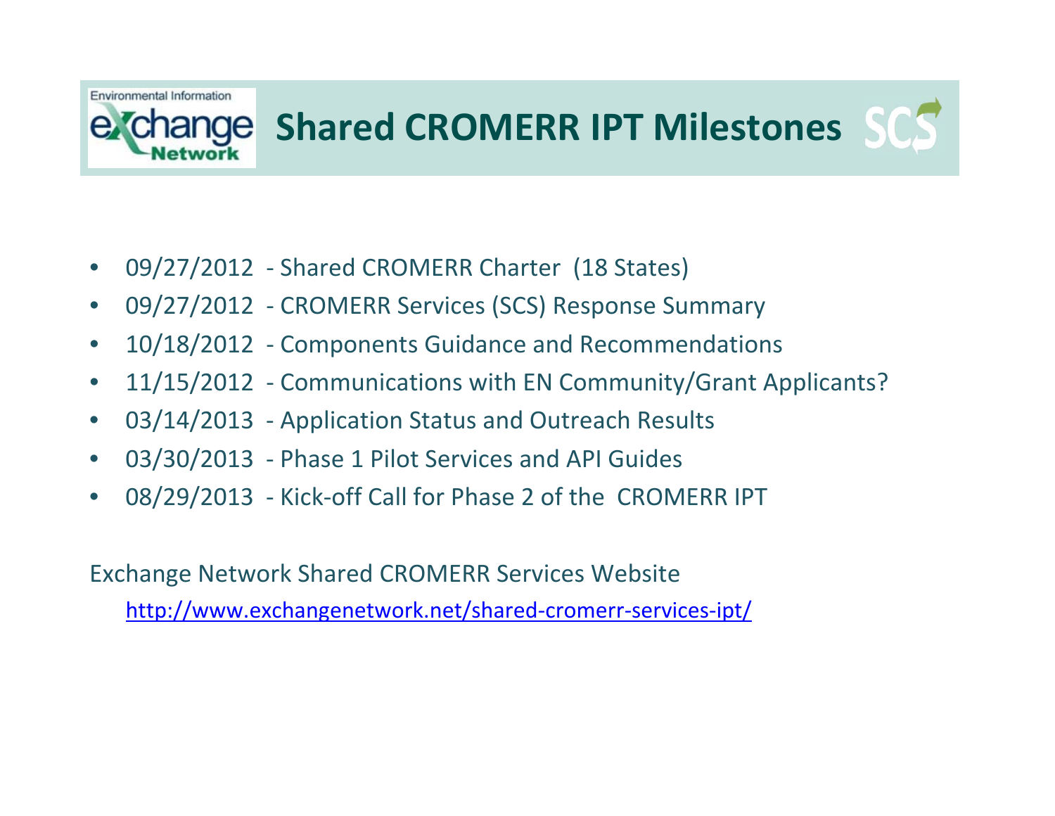# Shared CROMERR IPT Milestones

- 09/27/2012 - Shared CROMERR Charter (18 States)
- 09/27/2012 - CROMERR Services (SCS) Response Summary
- 10/18/2012 - Components Guidance and Recommendations
- 11/15/2012 - Communications with EN Community/Grant Applicants?
- 03/14/2013 - Application Status and Outreach Results
- 03/30/2013 - Phase 1 Pilot Services and API Guides
- 08/29/2013 - Kick-off Call for Phase 2 of the CROMERR IPT

Exchange Network Shared CROMERR Services Website

http://www.exchangenetwork.net/shared-cromerr-services-ipt/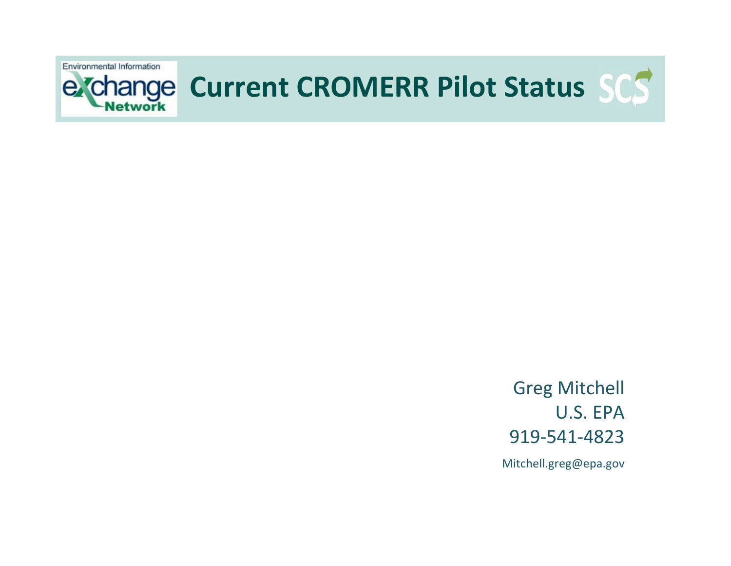# Current CROMERR Pilot Status

Greg Mitchell
U.S. EPA
919-541-4823
Mitchell.greg@epa.gov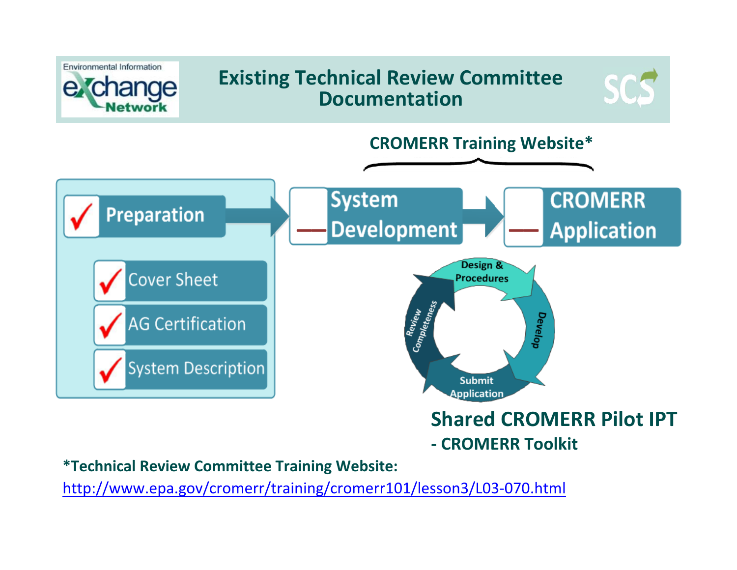# Existing Technical Review Committee Documentation

**CROMERR Training Website***

- ✓ Preparation
  - ✓ Cover Sheet
  - ✓ AG Certification
  - ✓ System Description
- System Development
- CROMERR Application

Design & Procedures → Develop → Submit Application → Review Completeness

**Shared CROMERR Pilot IPT**

**- CROMERR Toolkit**

***Technical Review Committee Training Website:**

http://www.epa.gov/cromerr/training/cromerr101/lesson3/L03-070.html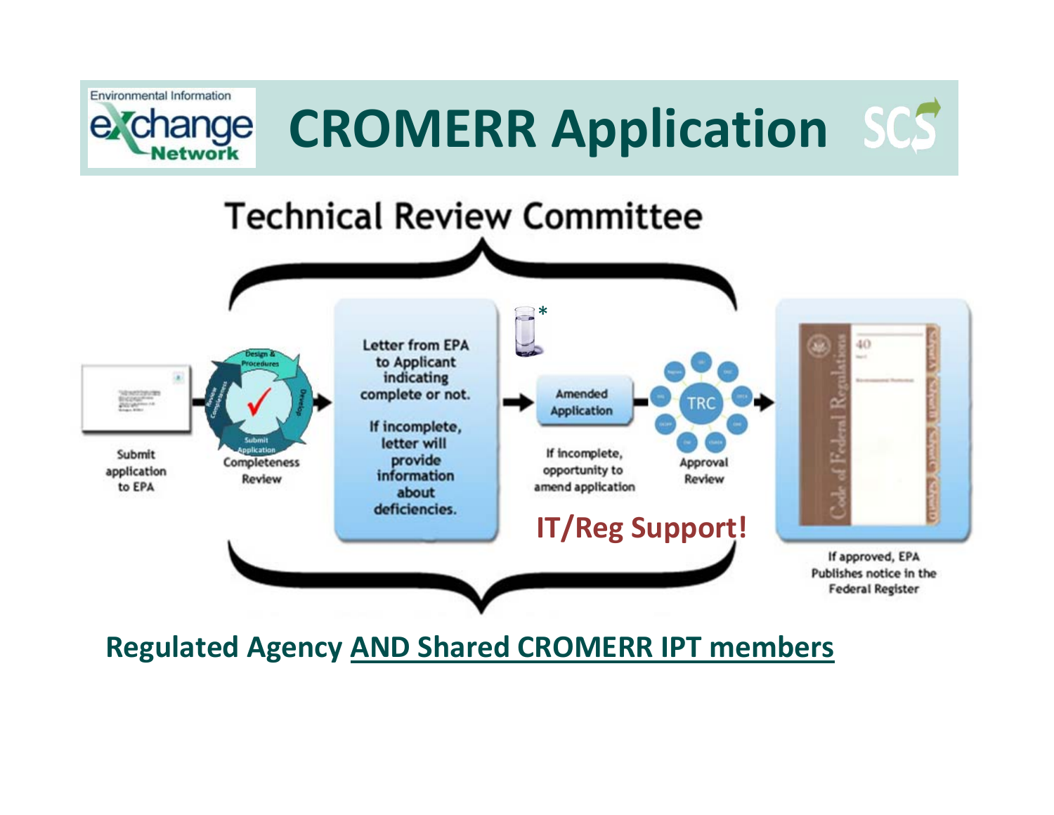# CROMERR Application

## Technical Review Committee

Submit application to EPA

Completeness Review

Letter from EPA to Applicant indicating complete or not.

If incomplete, letter will provide information about deficiencies.

*

Amended Application

If incomplete, opportunity to amend application

TRC

Approval Review

IT/Reg Support!

If approved, EPA Publishes notice in the Federal Register

**Regulated Agency AND Shared CROMERR IPT members**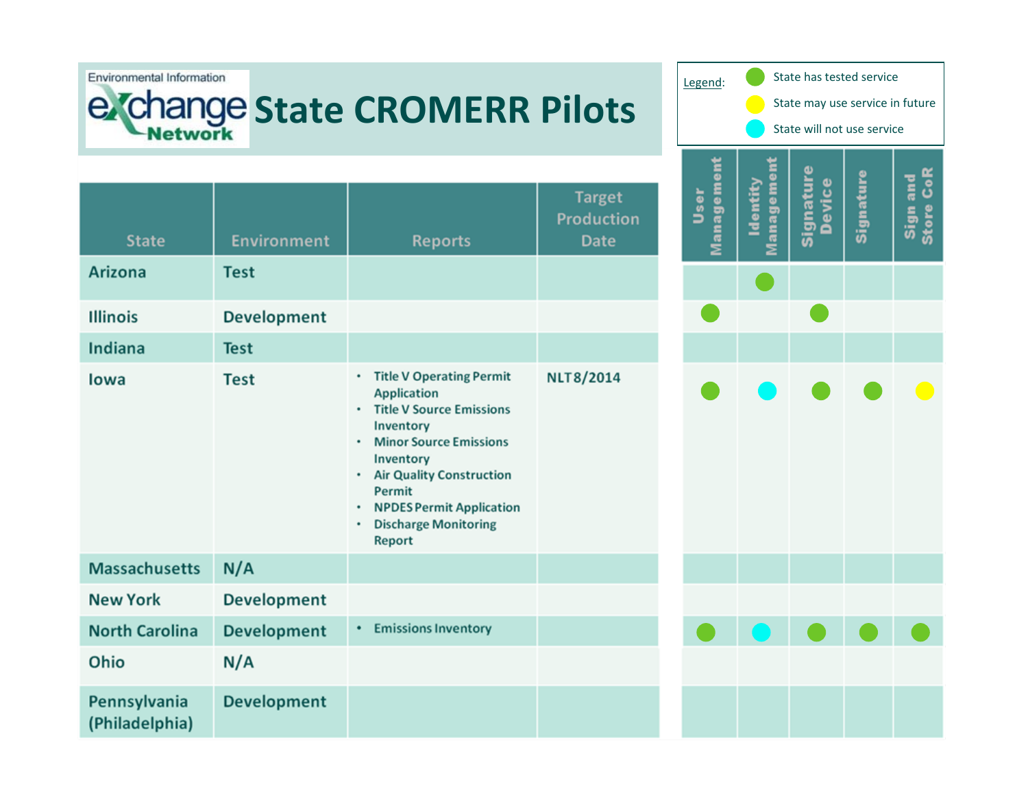# State CROMERR Pilots

Legend:

- 🟢 State has tested service
- 🟡 State may use service in future
- 🔵 State will not use service

| State | Environment | Reports | Target Production Date | User Management | Identity Management | Signature Device | Signature | Sign and Store CoR |
|---|---|---|---|---|---|---|---|---|
| Arizona | Test | | | | 🟢 | | | |
| Illinois | Development | | | 🟢 | | 🟢 | | |
| Indiana | Test | | | | | | | |
| Iowa | Test | • Title V Operating Permit Application<br>• Title V Source Emissions Inventory<br>• Minor Source Emissions Inventory<br>• Air Quality Construction Permit<br>• NPDES Permit Application<br>• Discharge Monitoring Report | NLT 8/2014 | 🟢 | 🔵 | 🟢 | 🟢 | 🟡 |
| Massachusetts | N/A | | | | | | | |
| New York | Development | | | | | | | |
| North Carolina | Development | • Emissions Inventory | | 🟢 | 🔵 | 🟢 | 🟢 | 🟢 |
| Ohio | N/A | | | | | | | |
| Pennsylvania (Philadelphia) | Development | | | | | | | |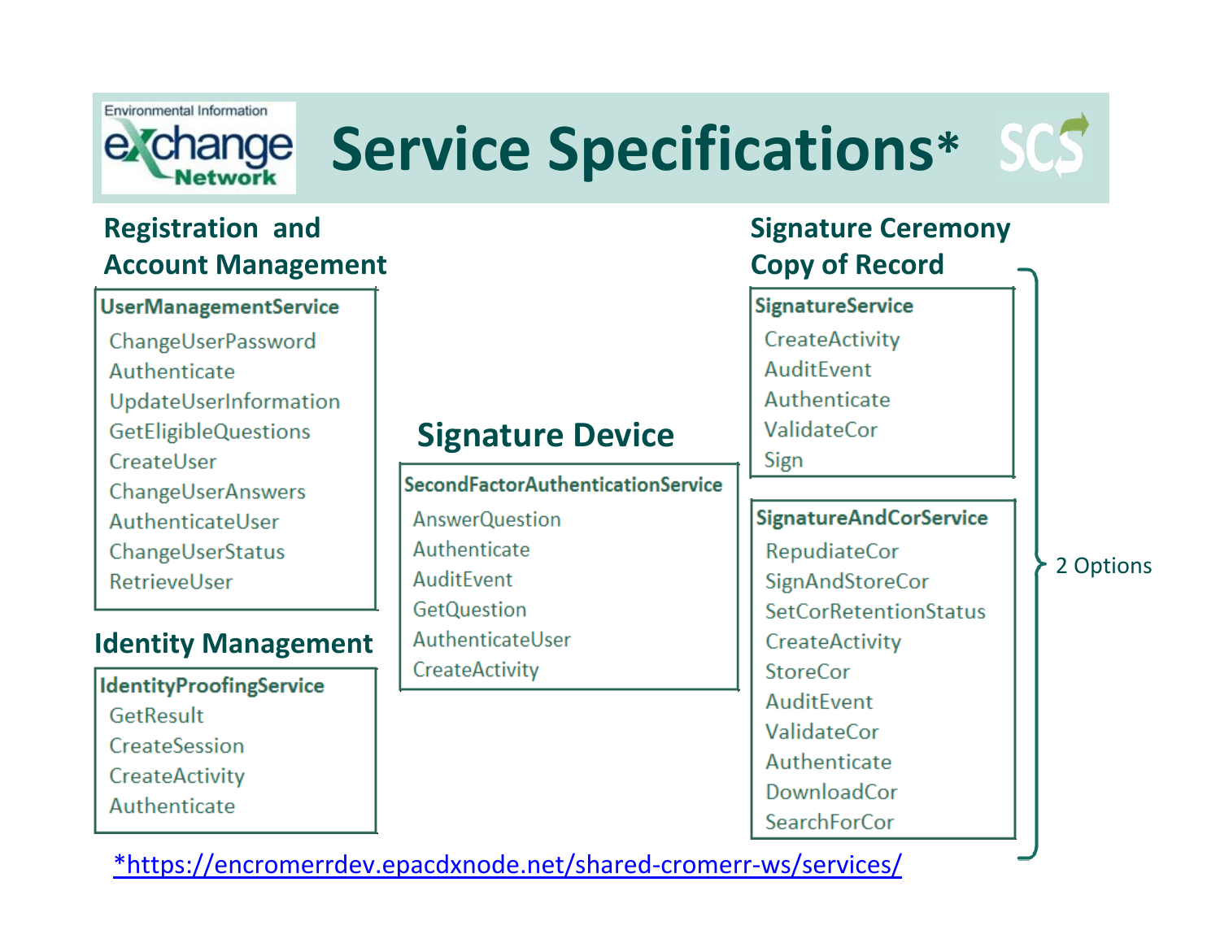# Service Specifications*

## Registration and Account Management

**UserManagementService**

- ChangeUserPassword
- Authenticate
- UpdateUserInformation
- GetEligibleQuestions
- CreateUser
- ChangeUserAnswers
- AuthenticateUser
- ChangeUserStatus
- RetrieveUser

## Identity Management

**IdentityProofingService**

- GetResult
- CreateSession
- CreateActivity
- Authenticate

## Signature Device

**SecondFactorAuthenticationService**

- AnswerQuestion
- Authenticate
- AuditEvent
- GetQuestion
- AuthenticateUser
- CreateActivity

## Signature Ceremony Copy of Record

2 Options

**SignatureService**

- CreateActivity
- AuditEvent
- Authenticate
- ValidateCor
- Sign

**SignatureAndCorService**

- RepudiateCor
- SignAndStoreCor
- SetCorRetentionStatus
- CreateActivity
- StoreCor
- AuditEvent
- ValidateCor
- Authenticate
- DownloadCor
- SearchForCor

*https://encromerrdev.epacdxnode.net/shared-cromerr-ws/services/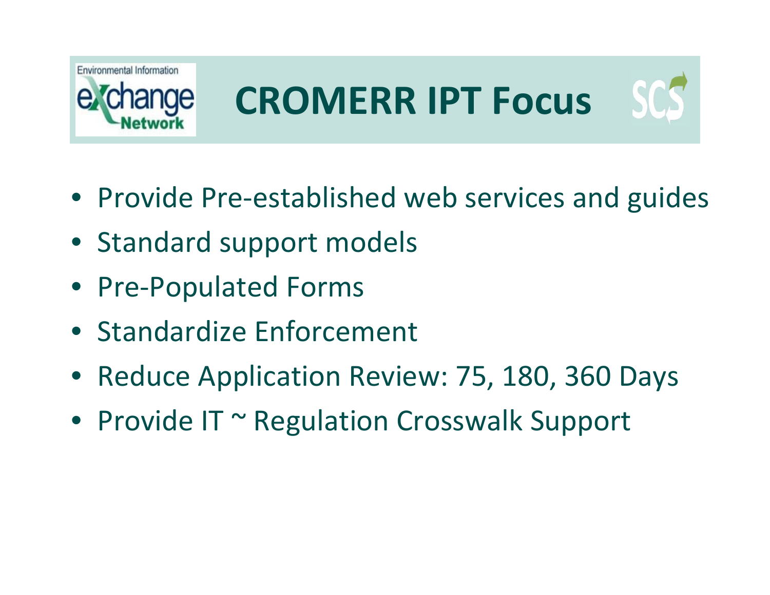# CROMERR IPT Focus

- Provide Pre-established web services and guides
- Standard support models
- Pre-Populated Forms
- Standardize Enforcement
- Reduce Application Review: 75, 180, 360 Days
- Provide IT ~ Regulation Crosswalk Support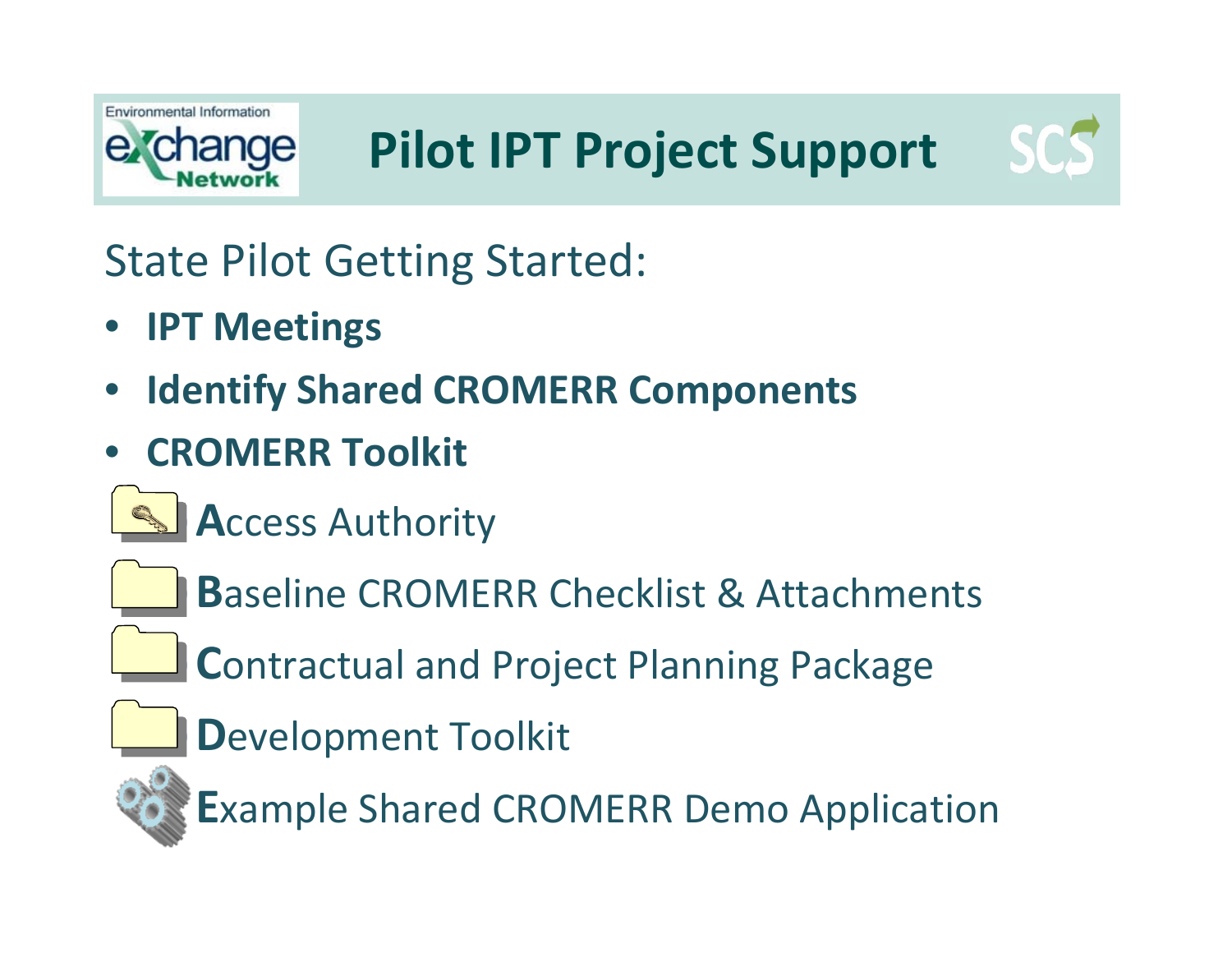# Pilot IPT Project Support

State Pilot Getting Started:

- **IPT Meetings**
- **Identify Shared CROMERR Components**
- **CROMERR Toolkit**

**A**ccess Authority

**B**aseline CROMERR Checklist & Attachments

**C**ontractual and Project Planning Package

**D**evelopment Toolkit

**E**xample Shared CROMERR Demo Application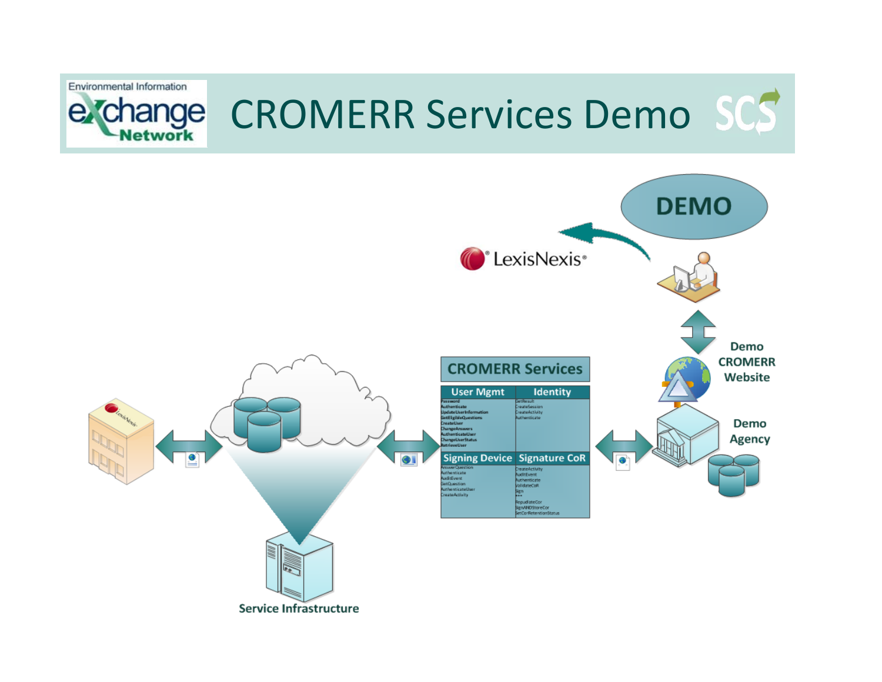# CROMERR Services Demo

DEMO

LexisNexis®

Demo CROMERR Website

Demo Agency

## CROMERR Services

| User Mgmt | Identity |
|---|---|
| Password<br>Authenticate<br>UpdateUserInformation<br>GetEligibleQuestions<br>CreateUser<br>ChangeAnswers<br>AuthenticateUser<br>ChangeUserStatus<br>RetrieveUser | GetResult<br>CreateSession<br>CreateActivity<br>Authenticate |

| Signing Device | Signature CoR |
|---|---|
| AnswerQuestion<br>Authenticate<br>AuditEvent<br>GetQuestion<br>AuthenticateUser<br>CreateActivity | CreateActivity<br>AuditEvent<br>Authenticate<br>ValidateCoR<br>Sign<br>***<br>RepudiateCor<br>SignANDStoreCor<br>GetCorRetentionStatus |

Service Infrastructure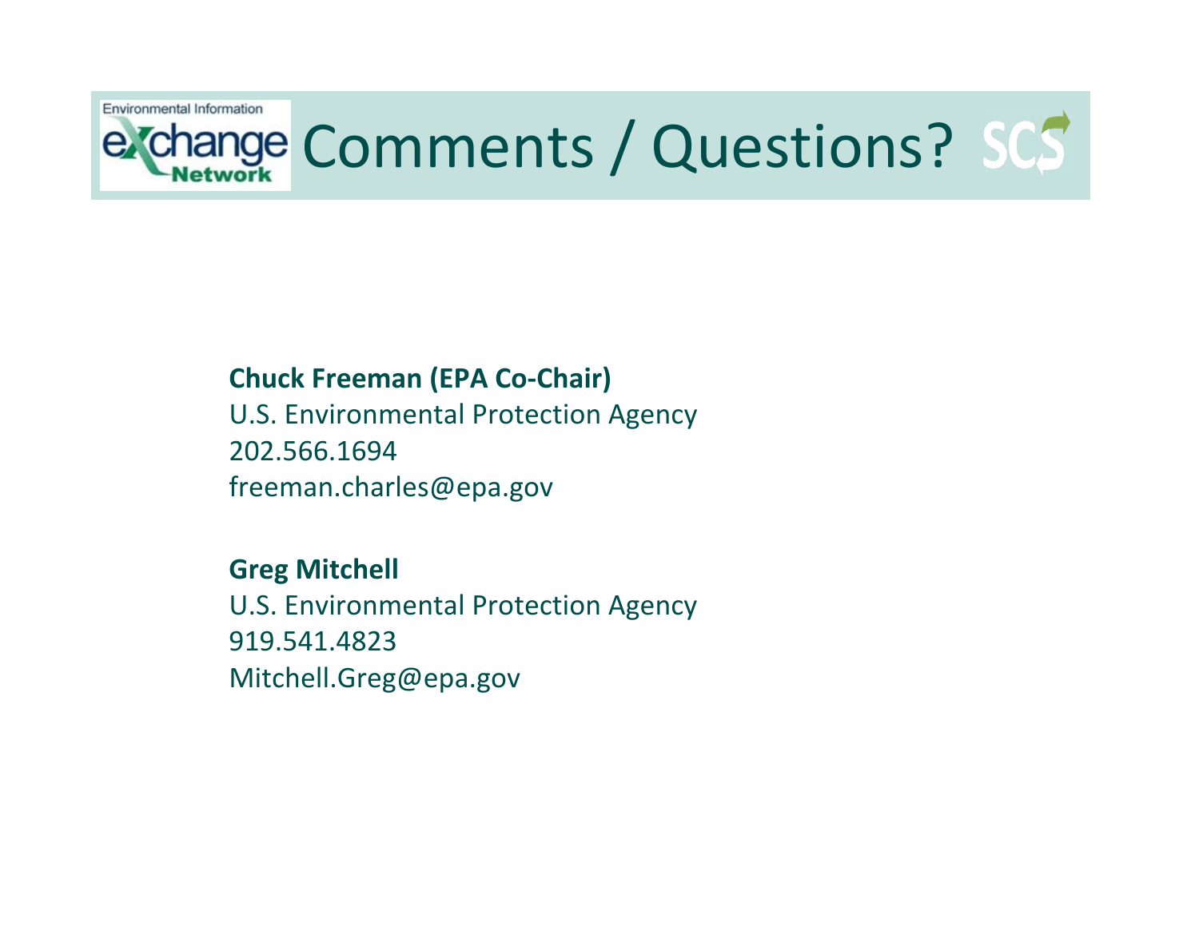# Comments / Questions?

**Chuck Freeman (EPA Co-Chair)**
U.S. Environmental Protection Agency
202.566.1694
freeman.charles@epa.gov

**Greg Mitchell**
U.S. Environmental Protection Agency
919.541.4823
Mitchell.Greg@epa.gov